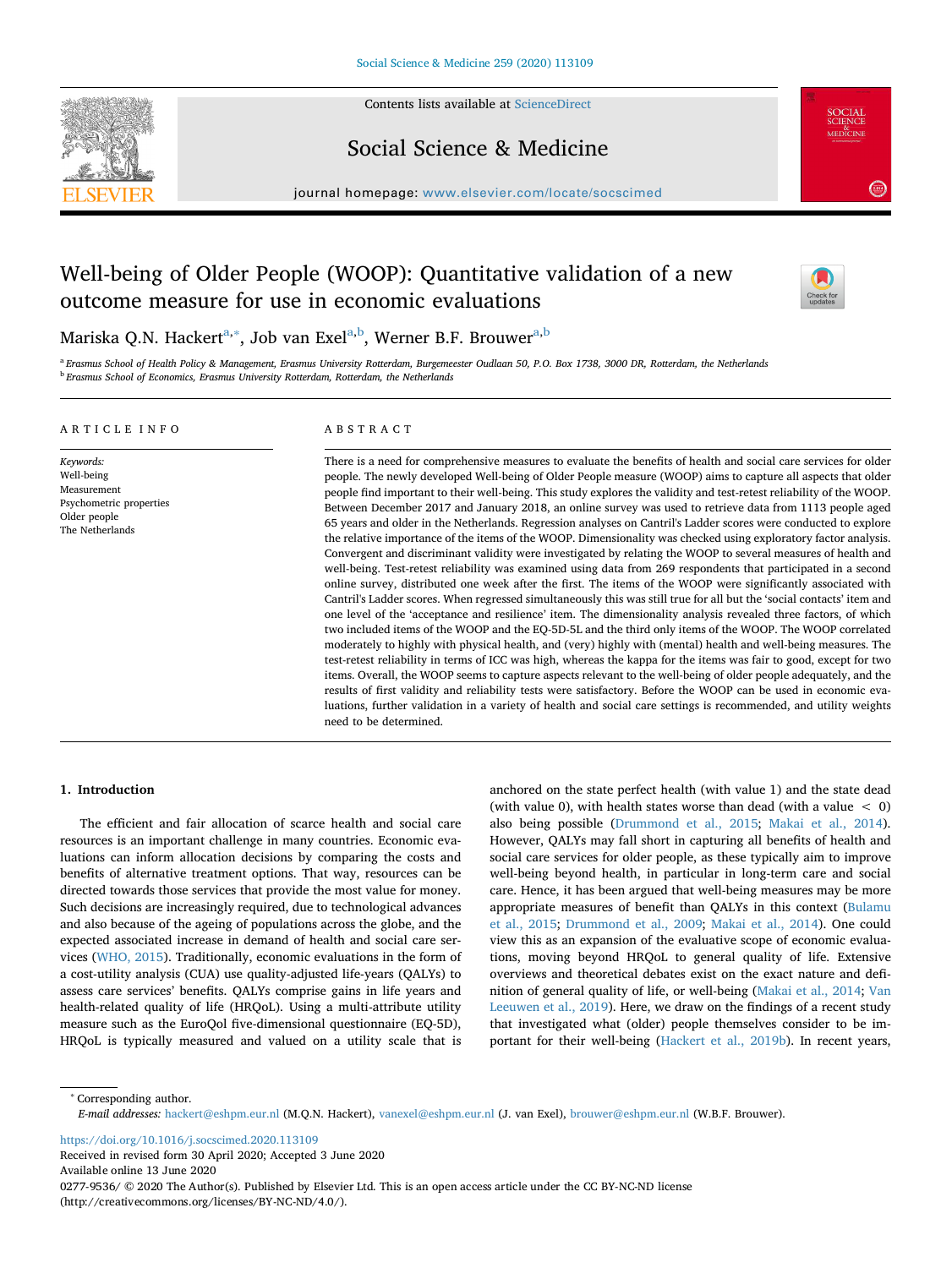# Well-being of Older People (WOOP): Quantitative validation of a new outcome measure for use in economic evaluations

Mariska Q.N. Hackert[a,*], Job van Exel[a,b], Werner B.F. Brouwer[a,b]

[a] Erasmus School of Health Policy & Management, Erasmus University Rotterdam, Burgemeester Oudlaan 50, P.O. Box 1738, 3000 DR, Rotterdam, the Netherlands
[b] Erasmus School of Economics, Erasmus University Rotterdam, Rotterdam, the Netherlands

## ARTICLE INFO

*Keywords:*
Well-being
Measurement
Psychometric properties
Older people
The Netherlands

## ABSTRACT

There is a need for comprehensive measures to evaluate the benefits of health and social care services for older people. The newly developed Well-being of Older People measure (WOOP) aims to capture all aspects that older people find important to their well-being. This study explores the validity and test-retest reliability of the WOOP. Between December 2017 and January 2018, an online survey was used to retrieve data from 1113 people aged 65 years and older in the Netherlands. Regression analyses on Cantril's Ladder scores were conducted to explore the relative importance of the items of the WOOP. Dimensionality was checked using exploratory factor analysis. Convergent and discriminant validity were investigated by relating the WOOP to several measures of health and well-being. Test-retest reliability was examined using data from 269 respondents that participated in a second online survey, distributed one week after the first. The items of the WOOP were significantly associated with Cantril's Ladder scores. When regressed simultaneously this was still true for all but the 'social contacts' item and one level of the 'acceptance and resilience' item. The dimensionality analysis revealed three factors, of which two included items of the WOOP and the EQ-5D-5L and the third only items of the WOOP. The WOOP correlated moderately to highly with physical health, and (very) highly with (mental) health and well-being measures. The test-retest reliability in terms of ICC was high, whereas the kappa for the items was fair to good, except for two items. Overall, the WOOP seems to capture aspects relevant to the well-being of older people adequately, and the results of first validity and reliability tests were satisfactory. Before the WOOP can be used in economic evaluations, further validation in a variety of health and social care settings is recommended, and utility weights need to be determined.

## 1. Introduction

The efficient and fair allocation of scarce health and social care resources is an important challenge in many countries. Economic evaluations can inform allocation decisions by comparing the costs and benefits of alternative treatment options. That way, resources can be directed towards those services that provide the most value for money. Such decisions are increasingly required, due to technological advances and also because of the ageing of populations across the globe, and the expected associated increase in demand of health and social care services (WHO, 2015). Traditionally, economic evaluations in the form of a cost-utility analysis (CUA) use quality-adjusted life-years (QALYs) to assess care services' benefits. QALYs comprise gains in life years and health-related quality of life (HRQoL). Using a multi-attribute utility measure such as the EuroQol five-dimensional questionnaire (EQ-5D), HRQoL is typically measured and valued on a utility scale that is anchored on the state perfect health (with value 1) and the state dead (with value 0), with health states worse than dead (with a value $< 0$) also being possible (Drummond et al., 2015; Makai et al., 2014). However, QALYs may fall short in capturing all benefits of health and social care services for older people, as these typically aim to improve well-being beyond health, in particular in long-term care and social care. Hence, it has been argued that well-being measures may be more appropriate measures of benefit than QALYs in this context (Bulamu et al., 2015; Drummond et al., 2009; Makai et al., 2014). One could view this as an expansion of the evaluative scope of economic evaluations, moving beyond HRQoL to general quality of life. Extensive overviews and theoretical debates exist on the exact nature and definition of general quality of life, or well-being (Makai et al., 2014; Van Leeuwen et al., 2019). Here, we draw on the findings of a recent study that investigated what (older) people themselves consider to be important for their well-being (Hackert et al., 2019b). In recent years,

[*] Corresponding author.
*E-mail addresses:* hackert@eshpm.eur.nl (M.Q.N. Hackert), vanexel@eshpm.eur.nl (J. van Exel), brouwer@eshpm.eur.nl (W.B.F. Brouwer).

https://doi.org/10.1016/j.socscimed.2020.113109
Received in revised form 30 April 2020; Accepted 3 June 2020
Available online 13 June 2020
0277-9536/ © 2020 The Author(s). Published by Elsevier Ltd. This is an open access article under the CC BY-NC-ND license (http://creativecommons.org/licenses/BY-NC-ND/4.0/).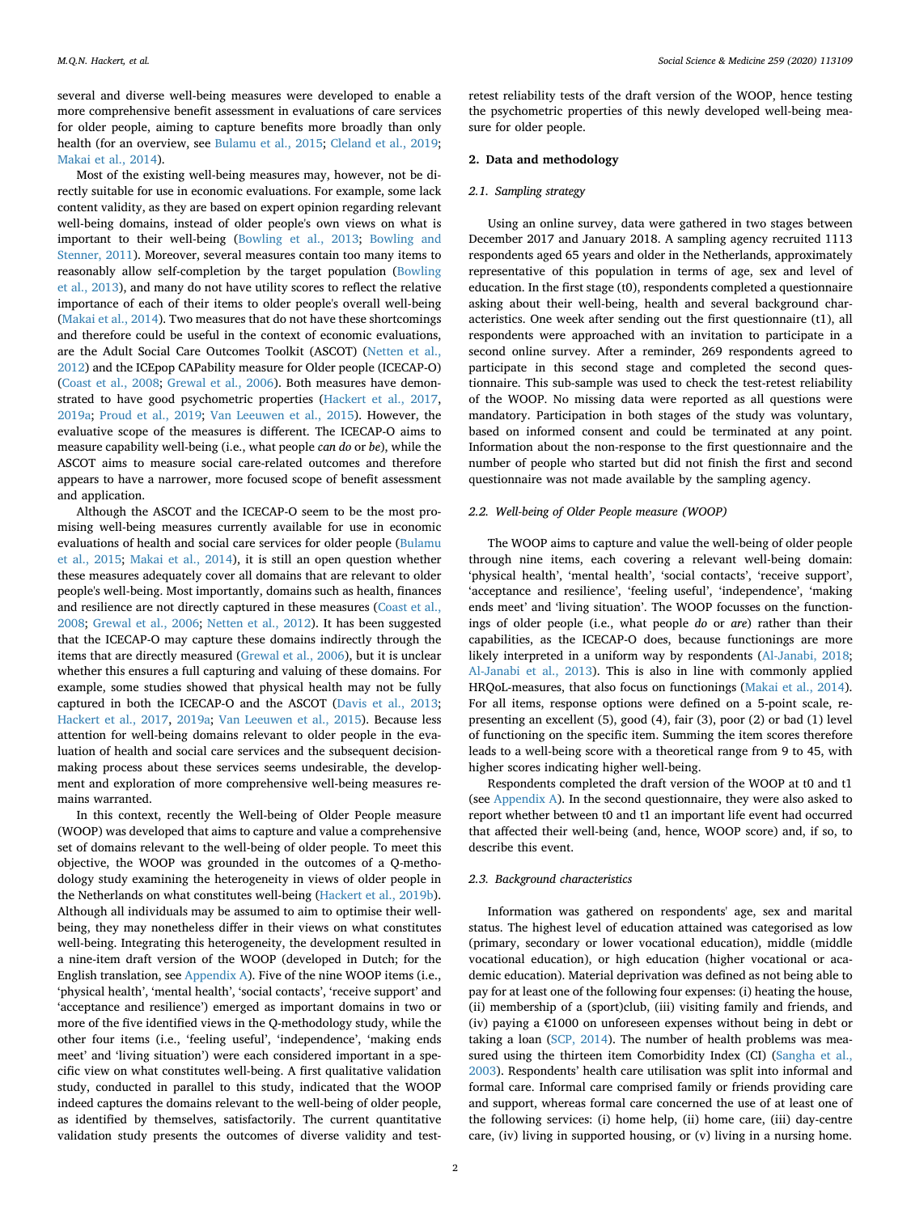several and diverse well-being measures were developed to enable a more comprehensive benefit assessment in evaluations of care services for older people, aiming to capture benefits more broadly than only health (for an overview, see Bulamu et al., 2015; Cleland et al., 2019; Makai et al., 2014).

Most of the existing well-being measures may, however, not be directly suitable for use in economic evaluations. For example, some lack content validity, as they are based on expert opinion regarding relevant well-being domains, instead of older people's own views on what is important to their well-being (Bowling et al., 2013; Bowling and Stenner, 2011). Moreover, several measures contain too many items to reasonably allow self-completion by the target population (Bowling et al., 2013), and many do not have utility scores to reflect the relative importance of each of their items to older people's overall well-being (Makai et al., 2014). Two measures that do not have these shortcomings and therefore could be useful in the context of economic evaluations, are the Adult Social Care Outcomes Toolkit (ASCOT) (Netten et al., 2012) and the ICEpop CAPability measure for Older people (ICECAP-O) (Coast et al., 2008; Grewal et al., 2006). Both measures have demonstrated to have good psychometric properties (Hackert et al., 2017, 2019a; Proud et al., 2019; Van Leeuwen et al., 2015). However, the evaluative scope of the measures is different. The ICECAP-O aims to measure capability well-being (i.e., what people *can do* or *be*), while the ASCOT aims to measure social care-related outcomes and therefore appears to have a narrower, more focused scope of benefit assessment and application.

Although the ASCOT and the ICECAP-O seem to be the most promising well-being measures currently available for use in economic evaluations of health and social care services for older people (Bulamu et al., 2015; Makai et al., 2014), it is still an open question whether these measures adequately cover all domains that are relevant to older people's well-being. Most importantly, domains such as health, finances and resilience are not directly captured in these measures (Coast et al., 2008; Grewal et al., 2006; Netten et al., 2012). It has been suggested that the ICECAP-O may capture these domains indirectly through the items that are directly measured (Grewal et al., 2006), but it is unclear whether this ensures a full capturing and valuing of these domains. For example, some studies showed that physical health may not be fully captured in both the ICECAP-O and the ASCOT (Davis et al., 2013; Hackert et al., 2017, 2019a; Van Leeuwen et al., 2015). Because less attention for well-being domains relevant to older people in the evaluation of health and social care services and the subsequent decision-making process about these services seems undesirable, the development and exploration of more comprehensive well-being measures remains warranted.

In this context, recently the Well-being of Older People measure (WOOP) was developed that aims to capture and value a comprehensive set of domains relevant to the well-being of older people. To meet this objective, the WOOP was grounded in the outcomes of a Q-methodology study examining the heterogeneity in views of older people in the Netherlands on what constitutes well-being (Hackert et al., 2019b). Although all individuals may be assumed to aim to optimise their well-being, they may nonetheless differ in their views on what constitutes well-being. Integrating this heterogeneity, the development resulted in a nine-item draft version of the WOOP (developed in Dutch; for the English translation, see Appendix A). Five of the nine WOOP items (i.e., 'physical health', 'mental health', 'social contacts', 'receive support' and 'acceptance and resilience') emerged as important domains in two or more of the five identified views in the Q-methodology study, while the other four items (i.e., 'feeling useful', 'independence', 'making ends meet' and 'living situation') were each considered important in a specific view on what constitutes well-being. A first qualitative validation study, conducted in parallel to this study, indicated that the WOOP indeed captures the domains relevant to the well-being of older people, as identified by themselves, satisfactorily. The current quantitative validation study presents the outcomes of diverse validity and test-retest reliability tests of the draft version of the WOOP, hence testing the psychometric properties of this newly developed well-being measure for older people.

## 2. Data and methodology

### 2.1. Sampling strategy

Using an online survey, data were gathered in two stages between December 2017 and January 2018. A sampling agency recruited 1113 respondents aged 65 years and older in the Netherlands, approximately representative of this population in terms of age, sex and level of education. In the first stage (t0), respondents completed a questionnaire asking about their well-being, health and several background characteristics. One week after sending out the first questionnaire (t1), all respondents were approached with an invitation to participate in a second online survey. After a reminder, 269 respondents agreed to participate in this second stage and completed the second questionnaire. This sub-sample was used to check the test-retest reliability of the WOOP. No missing data were reported as all questions were mandatory. Participation in both stages of the study was voluntary, based on informed consent and could be terminated at any point. Information about the non-response to the first questionnaire and the number of people who started but did not finish the first and second questionnaire was not made available by the sampling agency.

### 2.2. Well-being of Older People measure (WOOP)

The WOOP aims to capture and value the well-being of older people through nine items, each covering a relevant well-being domain: 'physical health', 'mental health', 'social contacts', 'receive support', 'acceptance and resilience', 'feeling useful', 'independence', 'making ends meet' and 'living situation'. The WOOP focusses on the functionings of older people (i.e., what people *do* or *are*) rather than their capabilities, as the ICECAP-O does, because functionings are more likely interpreted in a uniform way by respondents (Al-Janabi, 2018; Al-Janabi et al., 2013). This is also in line with commonly applied HRQoL-measures, that also focus on functionings (Makai et al., 2014). For all items, response options were defined on a 5-point scale, representing an excellent (5), good (4), fair (3), poor (2) or bad (1) level of functioning on the specific item. Summing the item scores therefore leads to a well-being score with a theoretical range from 9 to 45, with higher scores indicating higher well-being.

Respondents completed the draft version of the WOOP at t0 and t1 (see Appendix A). In the second questionnaire, they were also asked to report whether between t0 and t1 an important life event had occurred that affected their well-being (and, hence, WOOP score) and, if so, to describe this event.

### 2.3. Background characteristics

Information was gathered on respondents' age, sex and marital status. The highest level of education attained was categorised as low (primary, secondary or lower vocational education), middle (middle vocational education), or high education (higher vocational or academic education). Material deprivation was defined as not being able to pay for at least one of the following four expenses: (i) heating the house, (ii) membership of a (sport)club, (iii) visiting family and friends, and (iv) paying a €1000 on unforeseen expenses without being in debt or taking a loan (SCP, 2014). The number of health problems was measured using the thirteen item Comorbidity Index (CI) (Sangha et al., 2003). Respondents' health care utilisation was split into informal and formal care. Informal care comprised family or friends providing care and support, whereas formal care concerned the use of at least one of the following services: (i) home help, (ii) home care, (iii) day-centre care, (iv) living in supported housing, or (v) living in a nursing home.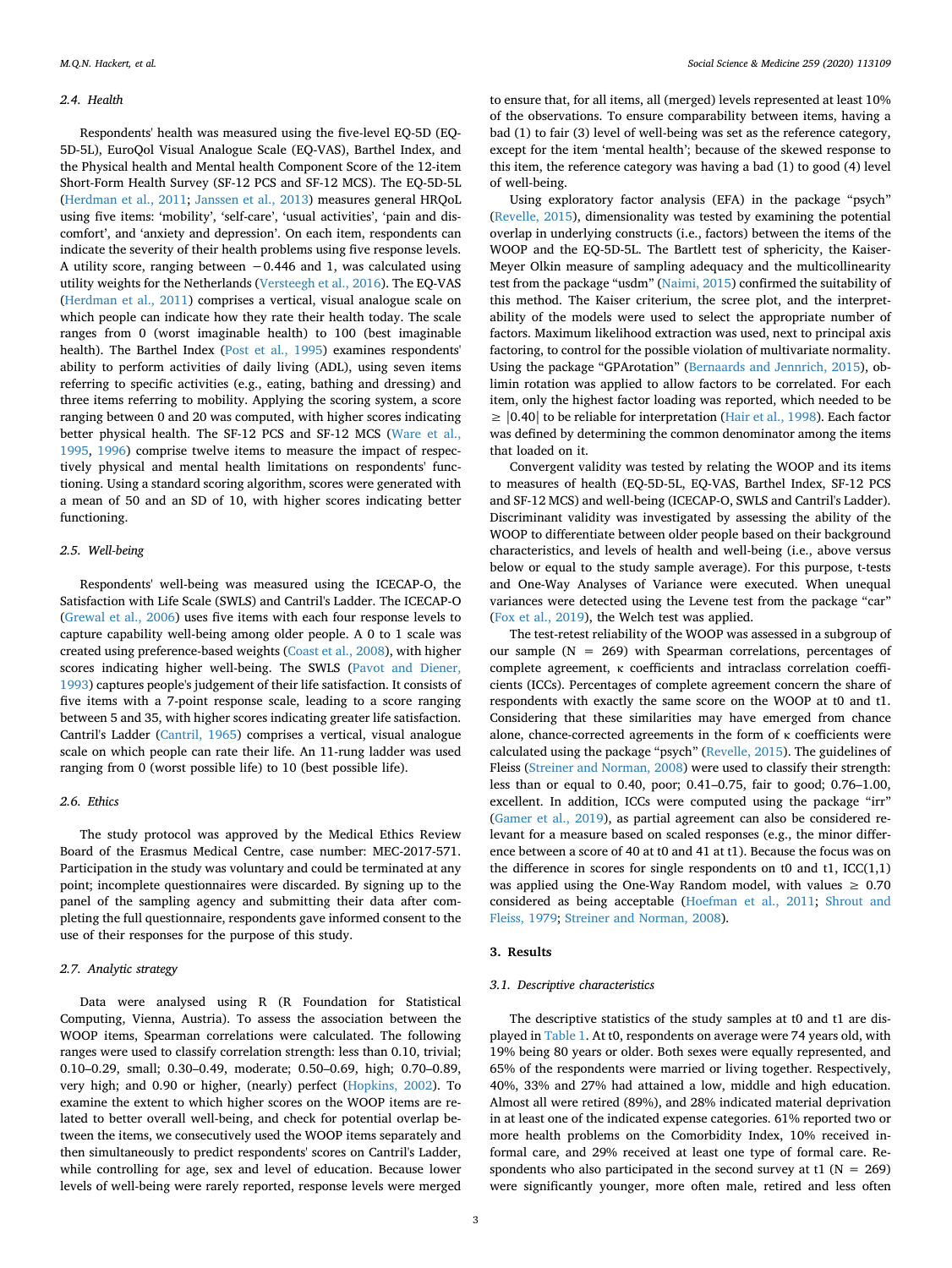### 2.4. Health

Respondents' health was measured using the five-level EQ-5D (EQ-5D-5L), EuroQol Visual Analogue Scale (EQ-VAS), Barthel Index, and the Physical health and Mental health Component Score of the 12-item Short-Form Health Survey (SF-12 PCS and SF-12 MCS). The EQ-5D-5L (Herdman et al., 2011; Janssen et al., 2013) measures general HRQoL using five items: 'mobility', 'self-care', 'usual activities', 'pain and discomfort', and 'anxiety and depression'. On each item, respondents can indicate the severity of their health problems using five response levels. A utility score, ranging between −0.446 and 1, was calculated using utility weights for the Netherlands (Versteegh et al., 2016). The EQ-VAS (Herdman et al., 2011) comprises a vertical, visual analogue scale on which people can indicate how they rate their health today. The scale ranges from 0 (worst imaginable health) to 100 (best imaginable health). The Barthel Index (Post et al., 1995) examines respondents' ability to perform activities of daily living (ADL), using seven items referring to specific activities (e.g., eating, bathing and dressing) and three items referring to mobility. Applying the scoring system, a score ranging between 0 and 20 was computed, with higher scores indicating better physical health. The SF-12 PCS and SF-12 MCS (Ware et al., 1995, 1996) comprise twelve items to measure the impact of respectively physical and mental health limitations on respondents' functioning. Using a standard scoring algorithm, scores were generated with a mean of 50 and an SD of 10, with higher scores indicating better functioning.

### 2.5. Well-being

Respondents' well-being was measured using the ICECAP-O, the Satisfaction with Life Scale (SWLS) and Cantril's Ladder. The ICECAP-O (Grewal et al., 2006) uses five items with each four response levels to capture capability well-being among older people. A 0 to 1 scale was created using preference-based weights (Coast et al., 2008), with higher scores indicating higher well-being. The SWLS (Pavot and Diener, 1993) captures people's judgement of their life satisfaction. It consists of five items with a 7-point response scale, leading to a score ranging between 5 and 35, with higher scores indicating greater life satisfaction. Cantril's Ladder (Cantril, 1965) comprises a vertical, visual analogue scale on which people can rate their life. An 11-rung ladder was used ranging from 0 (worst possible life) to 10 (best possible life).

### 2.6. Ethics

The study protocol was approved by the Medical Ethics Review Board of the Erasmus Medical Centre, case number: MEC-2017-571. Participation in the study was voluntary and could be terminated at any point; incomplete questionnaires were discarded. By signing up to the panel of the sampling agency and submitting their data after completing the full questionnaire, respondents gave informed consent to the use of their responses for the purpose of this study.

### 2.7. Analytic strategy

Data were analysed using R (R Foundation for Statistical Computing, Vienna, Austria). To assess the association between the WOOP items, Spearman correlations were calculated. The following ranges were used to classify correlation strength: less than 0.10, trivial; 0.10–0.29, small; 0.30–0.49, moderate; 0.50–0.69, high; 0.70–0.89, very high; and 0.90 or higher, (nearly) perfect (Hopkins, 2002). To examine the extent to which higher scores on the WOOP items are related to better overall well-being, and check for potential overlap between the items, we consecutively used the WOOP items separately and then simultaneously to predict respondents' scores on Cantril's Ladder, while controlling for age, sex and level of education. Because lower levels of well-being were rarely reported, response levels were merged to ensure that, for all items, all (merged) levels represented at least 10% of the observations. To ensure comparability between items, having a bad (1) to fair (3) level of well-being was set as the reference category, except for the item 'mental health'; because of the skewed response to this item, the reference category was having a bad (1) to good (4) level of well-being.

Using exploratory factor analysis (EFA) in the package "psych" (Revelle, 2015), dimensionality was tested by examining the potential overlap in underlying constructs (i.e., factors) between the items of the WOOP and the EQ-5D-5L. The Bartlett test of sphericity, the Kaiser-Meyer Olkin measure of sampling adequacy and the multicollinearity test from the package "usdm" (Naimi, 2015) confirmed the suitability of this method. The Kaiser criterium, the scree plot, and the interpretability of the models were used to select the appropriate number of factors. Maximum likelihood extraction was used, next to principal axis factoring, to control for the possible violation of multivariate normality. Using the package "GPArotation" (Bernaards and Jennrich, 2015), oblimin rotation was applied to allow factors to be correlated. For each item, only the highest factor loading was reported, which needed to be $\geq |0.40|$ to be reliable for interpretation (Hair et al., 1998). Each factor was defined by determining the common denominator among the items that loaded on it.

Convergent validity was tested by relating the WOOP and its items to measures of health (EQ-5D-5L, EQ-VAS, Barthel Index, SF-12 PCS and SF-12 MCS) and well-being (ICECAP-O, SWLS and Cantril's Ladder). Discriminant validity was investigated by assessing the ability of the WOOP to differentiate between older people based on their background characteristics, and levels of health and well-being (i.e., above versus below or equal to the study sample average). For this purpose, t-tests and One-Way Analyses of Variance were executed. When unequal variances were detected using the Levene test from the package "car" (Fox et al., 2019), the Welch test was applied.

The test-retest reliability of the WOOP was assessed in a subgroup of our sample (N = 269) with Spearman correlations, percentages of complete agreement, κ coefficients and intraclass correlation coefficients (ICCs). Percentages of complete agreement concern the share of respondents with exactly the same score on the WOOP at t0 and t1. Considering that these similarities may have emerged from chance alone, chance-corrected agreements in the form of κ coefficients were calculated using the package "psych" (Revelle, 2015). The guidelines of Fleiss (Streiner and Norman, 2008) were used to classify their strength: less than or equal to 0.40, poor; 0.41–0.75, fair to good; 0.76–1.00, excellent. In addition, ICCs were computed using the package "irr" (Gamer et al., 2019), as partial agreement can also be considered relevant for a measure based on scaled responses (e.g., the minor difference between a score of 40 at t0 and 41 at t1). Because the focus was on the difference in scores for single respondents on t0 and t1, ICC(1,1) was applied using the One-Way Random model, with values $\geq$ 0.70 considered as being acceptable (Hoefman et al., 2011; Shrout and Fleiss, 1979; Streiner and Norman, 2008).

## 3. Results

### 3.1. Descriptive characteristics

The descriptive statistics of the study samples at t0 and t1 are displayed in Table 1. At t0, respondents on average were 74 years old, with 19% being 80 years or older. Both sexes were equally represented, and 65% of the respondents were married or living together. Respectively, 40%, 33% and 27% had attained a low, middle and high education. Almost all were retired (89%), and 28% indicated material deprivation in at least one of the indicated expense categories. 61% reported two or more health problems on the Comorbidity Index, 10% received informal care, and 29% received at least one type of formal care. Respondents who also participated in the second survey at t1 (N = 269) were significantly younger, more often male, retired and less often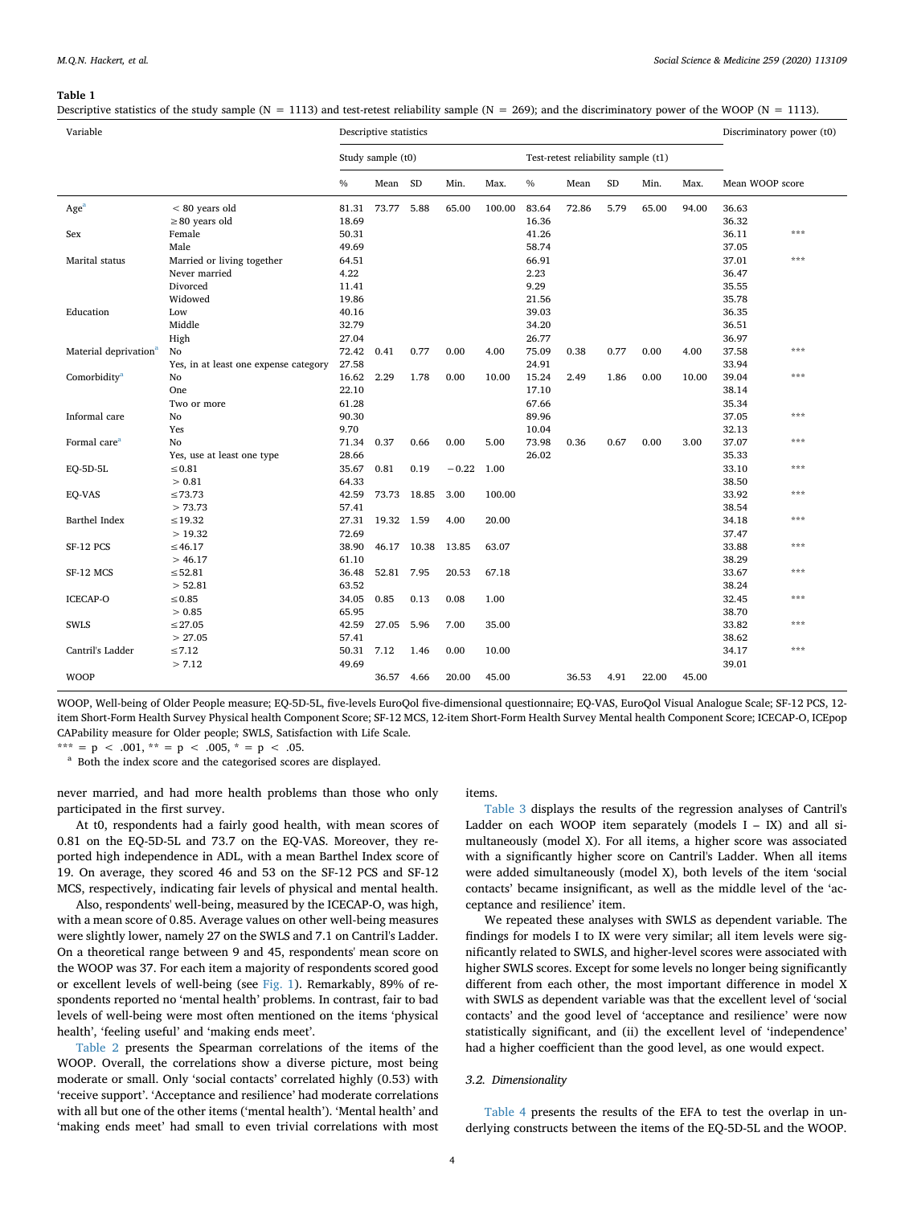**Table 1**

Descriptive statistics of the study sample (N = 1113) and test-retest reliability sample (N = 269); and the discriminatory power of the WOOP (N = 1113).

| Variable | | Descriptive statistics | | | | | | | | | | Discriminatory power (t0) | |
|---|---|---|---|---|---|---|---|---|---|---|---|---|---|
| | | Study sample (t0) | | | | | Test-retest reliability sample (t1) | | | | | | |
| | | % | Mean | SD | Min. | Max. | % | Mean | SD | Min. | Max. | Mean WOOP score | |
| Age[a] | < 80 years old | 81.31 | 73.77 | 5.88 | 65.00 | 100.00 | 83.64 | 72.86 | 5.79 | 65.00 | 94.00 | 36.63 | |
| | ≥80 years old | 18.69 | | | | | 16.36 | | | | | 36.32 | |
| Sex | Female | 50.31 | | | | | 41.26 | | | | | 36.11 | *** |
| | Male | 49.69 | | | | | 58.74 | | | | | 37.05 | |
| Marital status | Married or living together | 64.51 | | | | | 66.91 | | | | | 37.01 | *** |
| | Never married | 4.22 | | | | | 2.23 | | | | | 36.47 | |
| | Divorced | 11.41 | | | | | 9.29 | | | | | 35.55 | |
| | Widowed | 19.86 | | | | | 21.56 | | | | | 35.78 | |
| Education | Low | 40.16 | | | | | 39.03 | | | | | 36.35 | |
| | Middle | 32.79 | | | | | 34.20 | | | | | 36.51 | |
| | High | 27.04 | | | | | 26.77 | | | | | 36.97 | |
| Material deprivation[a] | No | 72.42 | 0.41 | 0.77 | 0.00 | 4.00 | 75.09 | 0.38 | 0.77 | 0.00 | 4.00 | 37.58 | *** |
| | Yes, in at least one expense category | 27.58 | | | | | 24.91 | | | | | 33.94 | |
| Comorbidity[a] | No | 16.62 | 2.29 | 1.78 | 0.00 | 10.00 | 15.24 | 2.49 | 1.86 | 0.00 | 10.00 | 39.04 | *** |
| | One | 22.10 | | | | | 17.10 | | | | | 38.14 | |
| | Two or more | 61.28 | | | | | 67.66 | | | | | 35.34 | |
| Informal care | No | 90.30 | | | | | 89.96 | | | | | 37.05 | *** |
| | Yes | 9.70 | | | | | 10.04 | | | | | 32.13 | |
| Formal care[a] | No | 71.34 | 0.37 | 0.66 | 0.00 | 5.00 | 73.98 | 0.36 | 0.67 | 0.00 | 3.00 | 37.07 | *** |
| | Yes, use at least one type | 28.66 | | | | | 26.02 | | | | | 35.33 | |
| EQ-5D-5L | ≤0.81 | 35.67 | 0.81 | 0.19 | −0.22 | 1.00 | | | | | | 33.10 | *** |
| | > 0.81 | 64.33 | | | | | | | | | | 38.50 | |
| EQ-VAS | ≤73.73 | 42.59 | 73.73 | 18.85 | 3.00 | 100.00 | | | | | | 33.92 | *** |
| | > 73.73 | 57.41 | | | | | | | | | | 38.54 | |
| Barthel Index | ≤19.32 | 27.31 | 19.32 | 1.59 | 4.00 | 20.00 | | | | | | 34.18 | *** |
| | > 19.32 | 72.69 | | | | | | | | | | 37.47 | |
| SF-12 PCS | ≤46.17 | 38.90 | 46.17 | 10.38 | 13.85 | 63.07 | | | | | | 33.88 | *** |
| | > 46.17 | 61.10 | | | | | | | | | | 38.29 | |
| SF-12 MCS | ≤52.81 | 36.48 | 52.81 | 7.95 | 20.53 | 67.18 | | | | | | 33.67 | *** |
| | > 52.81 | 63.52 | | | | | | | | | | 38.24 | |
| ICECAP-O | ≤0.85 | 34.05 | 0.85 | 0.13 | 0.08 | 1.00 | | | | | | 32.45 | *** |
| | > 0.85 | 65.95 | | | | | | | | | | 38.70 | |
| SWLS | ≤27.05 | 42.59 | 27.05 | 5.96 | 7.00 | 35.00 | | | | | | 33.82 | *** |
| | > 27.05 | 57.41 | | | | | | | | | | 38.62 | |
| Cantril's Ladder | ≤7.12 | 50.31 | 7.12 | 1.46 | 0.00 | 10.00 | | | | | | 34.17 | *** |
| | > 7.12 | 49.69 | | | | | | | | | | 39.01 | |
| WOOP | | | 36.57 | 4.66 | 20.00 | 45.00 | | 36.53 | 4.91 | 22.00 | 45.00 | | |

WOOP, Well-being of Older People measure; EQ-5D-5L, five-levels EuroQol five-dimensional questionnaire; EQ-VAS, EuroQol Visual Analogue Scale; SF-12 PCS, 12-item Short-Form Health Survey Physical health Component Score; SF-12 MCS, 12-item Short-Form Health Survey Mental health Component Score; ICECAP-O, ICEpop CAPability measure for Older people; SWLS, Satisfaction with Life Scale.

*** = p < .001, ** = p < .005, * = p < .05.

[a] Both the index score and the categorised scores are displayed.

never married, and had more health problems than those who only participated in the first survey.

At t0, respondents had a fairly good health, with mean scores of 0.81 on the EQ-5D-5L and 73.7 on the EQ-VAS. Moreover, they reported high independence in ADL, with a mean Barthel Index score of 19. On average, they scored 46 and 53 on the SF-12 PCS and SF-12 MCS, respectively, indicating fair levels of physical and mental health.

Also, respondents' well-being, measured by the ICECAP-O, was high, with a mean score of 0.85. Average values on other well-being measures were slightly lower, namely 27 on the SWLS and 7.1 on Cantril's Ladder. On a theoretical range between 9 and 45, respondents' mean score on the WOOP was 37. For each item a majority of respondents scored good or excellent levels of well-being (see Fig. 1). Remarkably, 89% of respondents reported no 'mental health' problems. In contrast, fair to bad levels of well-being were most often mentioned on the items 'physical health', 'feeling useful' and 'making ends meet'.

Table 2 presents the Spearman correlations of the items of the WOOP. Overall, the correlations show a diverse picture, most being moderate or small. Only 'social contacts' correlated highly (0.53) with 'receive support'. 'Acceptance and resilience' had moderate correlations with all but one of the other items ('mental health'). 'Mental health' and 'making ends meet' had small to even trivial correlations with most items.

Table 3 displays the results of the regression analyses of Cantril's Ladder on each WOOP item separately (models I – IX) and all simultaneously (model X). For all items, a higher score was associated with a significantly higher score on Cantril's Ladder. When all items were added simultaneously (model X), both levels of the item 'social contacts' became insignificant, as well as the middle level of the 'acceptance and resilience' item.

We repeated these analyses with SWLS as dependent variable. The findings for models I to IX were very similar; all item levels were significantly related to SWLS, and higher-level scores were associated with higher SWLS scores. Except for some levels no longer being significantly different from each other, the most important difference in model X with SWLS as dependent variable was that the excellent level of 'social contacts' and the good level of 'acceptance and resilience' were now statistically significant, and (ii) the excellent level of 'independence' had a higher coefficient than the good level, as one would expect.

### 3.2. Dimensionality

Table 4 presents the results of the EFA to test the overlap in underlying constructs between the items of the EQ-5D-5L and the WOOP.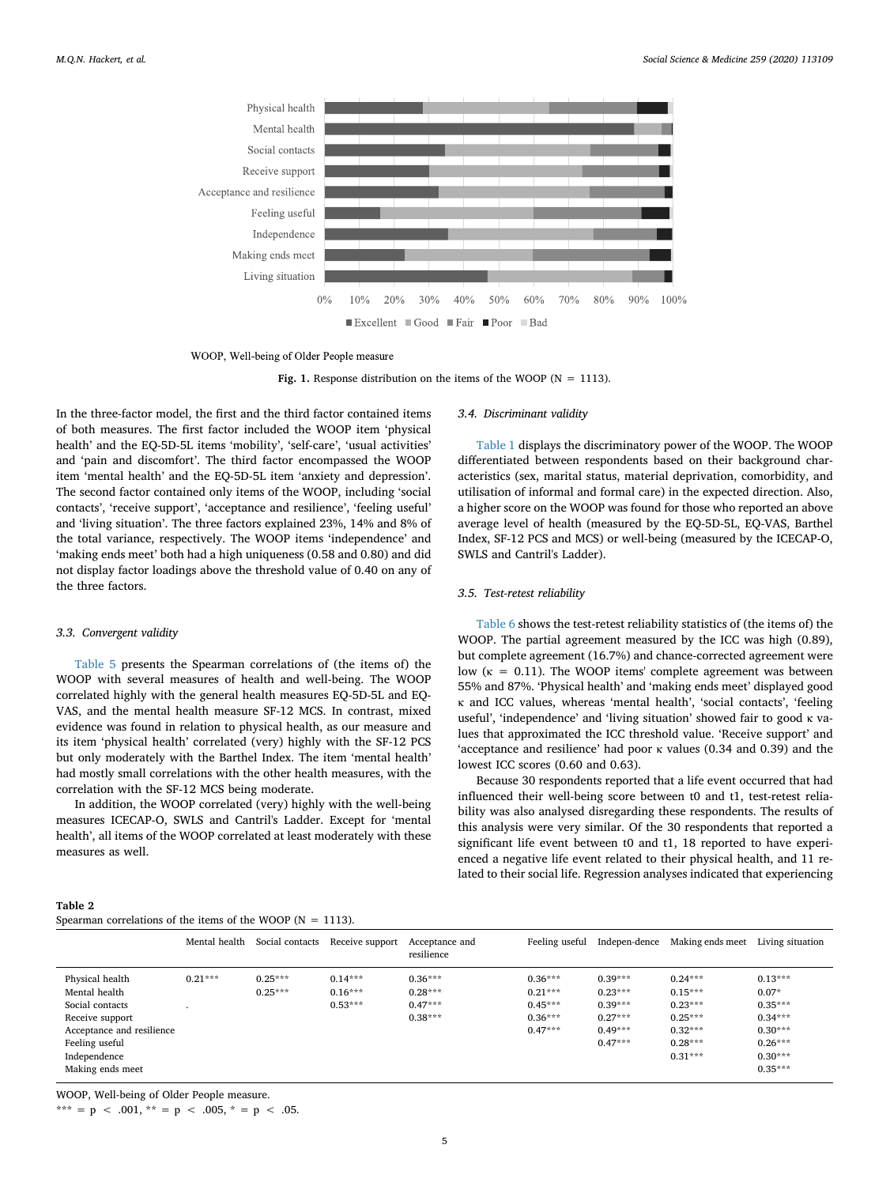WOOP, Well-being of Older People measure

**Fig. 1.** Response distribution on the items of the WOOP (N = 1113).

In the three-factor model, the first and the third factor contained items of both measures. The first factor included the WOOP item 'physical health' and the EQ-5D-5L items 'mobility', 'self-care', 'usual activities' and 'pain and discomfort'. The third factor encompassed the WOOP item 'mental health' and the EQ-5D-5L item 'anxiety and depression'. The second factor contained only items of the WOOP, including 'social contacts', 'receive support', 'acceptance and resilience', 'feeling useful' and 'living situation'. The three factors explained 23%, 14% and 8% of the total variance, respectively. The WOOP items 'independence' and 'making ends meet' both had a high uniqueness (0.58 and 0.80) and did not display factor loadings above the threshold value of 0.40 on any of the three factors.

### 3.3. Convergent validity

Table 5 presents the Spearman correlations of (the items of) the WOOP with several measures of health and well-being. The WOOP correlated highly with the general health measures EQ-5D-5L and EQ-VAS, and the mental health measure SF-12 MCS. In contrast, mixed evidence was found in relation to physical health, as our measure and its item 'physical health' correlated (very) highly with the SF-12 PCS but only moderately with the Barthel Index. The item 'mental health' had mostly small correlations with the other health measures, with the correlation with the SF-12 MCS being moderate.

In addition, the WOOP correlated (very) highly with the well-being measures ICECAP-O, SWLS and Cantril's Ladder. Except for 'mental health', all items of the WOOP correlated at least moderately with these measures as well.

### 3.4. Discriminant validity

Table 1 displays the discriminatory power of the WOOP. The WOOP differentiated between respondents based on their background characteristics (sex, marital status, material deprivation, comorbidity, and utilisation of informal and formal care) in the expected direction. Also, a higher score on the WOOP was found for those who reported an above average level of health (measured by the EQ-5D-5L, EQ-VAS, Barthel Index, SF-12 PCS and MCS) or well-being (measured by the ICECAP-O, SWLS and Cantril's Ladder).

### 3.5. Test-retest reliability

Table 6 shows the test-retest reliability statistics of (the items of) the WOOP. The partial agreement measured by the ICC was high (0.89), but complete agreement (16.7%) and chance-corrected agreement were low ($\kappa$ = 0.11). The WOOP items' complete agreement was between 55% and 87%. 'Physical health' and 'making ends meet' displayed good $\kappa$ and ICC values, whereas 'mental health', 'social contacts', 'feeling useful', 'independence' and 'living situation' showed fair to good $\kappa$ values that approximated the ICC threshold value. 'Receive support' and 'acceptance and resilience' had poor $\kappa$ values (0.34 and 0.39) and the lowest ICC scores (0.60 and 0.63).

Because 30 respondents reported that a life event occurred that had influenced their well-being score between t0 and t1, test-retest reliability was also analysed disregarding these respondents. The results of this analysis were very similar. Of the 30 respondents that reported a significant life event between t0 and t1, 18 reported to have experienced a negative life event related to their physical health, and 11 related to their social life. Regression analyses indicated that experiencing

**Table 2**
Spearman correlations of the items of the WOOP (N = 1113).

| | Mental health | Social contacts | Receive support | Acceptance and resilience | Feeling useful | Indepen-dence | Making ends meet | Living situation |
|---|---|---|---|---|---|---|---|---|
| Physical health | 0.21*** | 0.25*** | 0.14*** | 0.36*** | 0.36*** | 0.39*** | 0.24*** | 0.13*** |
| Mental health | | 0.25*** | 0.16*** | 0.28*** | 0.21*** | 0.23*** | 0.15*** | 0.07* |
| Social contacts | . | | 0.53*** | 0.47*** | 0.45*** | 0.39*** | 0.23*** | 0.35*** |
| Receive support | | | | 0.38*** | 0.36*** | 0.27*** | 0.25*** | 0.34*** |
| Acceptance and resilience | | | | | 0.47*** | 0.49*** | 0.32*** | 0.30*** |
| Feeling useful | | | | | | 0.47*** | 0.28*** | 0.26*** |
| Independence | | | | | | | 0.31*** | 0.30*** |
| Making ends meet | | | | | | | | 0.35*** |

WOOP, Well-being of Older People measure.
*** = p < .001, ** = p < .005, * = p < .05.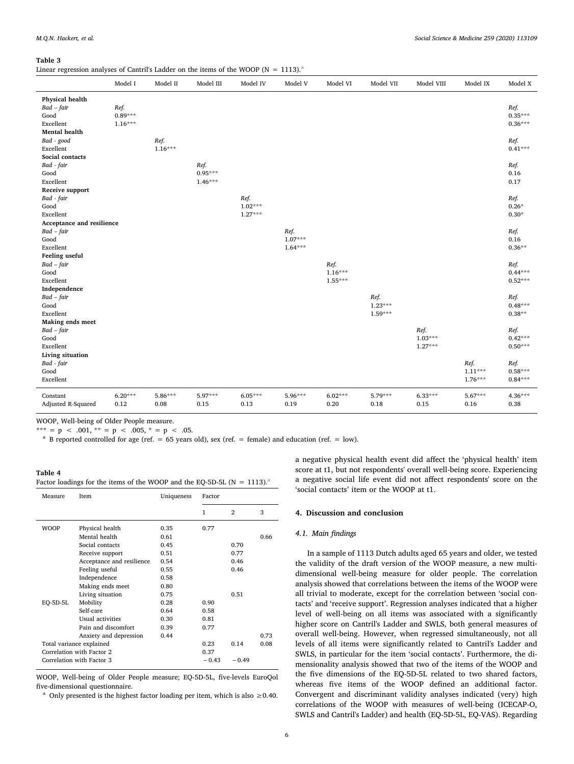**Table 3**
Linear regression analyses of Cantril's Ladder on the items of the WOOP (N = 1113).[a]

| | Model I | Model II | Model III | Model IV | Model V | Model VI | Model VII | Model VIII | Model IX | Model X |
|---|---|---|---|---|---|---|---|---|---|---|
| **Physical health** | | | | | | | | | | |
| *Bad – fair* | *Ref.* | | | | | | | | | *Ref.* |
| Good | 0.89*** | | | | | | | | | 0.35*** |
| Excellent | 1.16*** | | | | | | | | | 0.36*** |
| **Mental health** | | | | | | | | | | |
| *Bad - good* | | *Ref.* | | | | | | | | *Ref.* |
| Excellent | | 1.16*** | | | | | | | | 0.41*** |
| **Social contacts** | | | | | | | | | | |
| *Bad - fair* | | | *Ref.* | | | | | | | *Ref.* |
| Good | | | 0.95*** | | | | | | | 0.16 |
| Excellent | | | 1.46*** | | | | | | | 0.17 |
| **Receive support** | | | | | | | | | | |
| *Bad - fair* | | | | *Ref.* | | | | | | *Ref.* |
| Good | | | | 1.02*** | | | | | | 0.26* |
| Excellent | | | | 1.27*** | | | | | | 0.30* |
| **Acceptance and resilience** | | | | | | | | | | |
| *Bad – fair* | | | | | *Ref.* | | | | | *Ref.* |
| Good | | | | | 1.07*** | | | | | 0.16 |
| Excellent | | | | | 1.64*** | | | | | 0.36** |
| **Feeling useful** | | | | | | | | | | |
| *Bad – fair* | | | | | | *Ref.* | | | | *Ref.* |
| Good | | | | | | 1.16*** | | | | 0.44*** |
| Excellent | | | | | | 1.55*** | | | | 0.52*** |
| **Independence** | | | | | | | | | | |
| *Bad – fair* | | | | | | | *Ref.* | | | *Ref.* |
| Good | | | | | | | 1.23*** | | | 0.48*** |
| Excellent | | | | | | | 1.59*** | | | 0.38** |
| **Making ends meet** | | | | | | | | | | |
| *Bad – fair* | | | | | | | | *Ref.* | | *Ref.* |
| Good | | | | | | | | 1.03*** | | 0.42*** |
| Excellent | | | | | | | | 1.27*** | | 0.50*** |
| **Living situation** | | | | | | | | | | |
| *Bad - fair* | | | | | | | | | *Ref.* | *Ref.* |
| Good | | | | | | | | | 1.11*** | 0.58*** |
| Excellent | | | | | | | | | 1.76*** | 0.84*** |
| Constant | 6.20*** | 5.86*** | 5.97*** | 6.05*** | 5.96*** | 6.02*** | 5.79*** | 6.33*** | 5.67*** | 4.36*** |
| Adjusted R-Squared | 0.12 | 0.08 | 0.15 | 0.13 | 0.19 | 0.20 | 0.18 | 0.15 | 0.16 | 0.38 |

WOOP, Well-being of Older People measure.
*** = p < .001, ** = p < .005, * = p < .05.
[a] B reported controlled for age (ref. = 65 years old), sex (ref. = female) and education (ref. = low).

**Table 4**
Factor loadings for the items of the WOOP and the EQ-5D-5L (N = 1113).[a]

| Measure | Item | Uniqueness | Factor | | |
|---|---|---|---|---|---|
| | | | 1 | 2 | 3 |
| WOOP | Physical health | 0.35 | 0.77 | | |
| | Mental health | 0.61 | | | 0.66 |
| | Social contacts | 0.45 | | 0.70 | |
| | Receive support | 0.51 | | 0.77 | |
| | Acceptance and resilience | 0.54 | | 0.46 | |
| | Feeling useful | 0.55 | | 0.46 | |
| | Independence | 0.58 | | | |
| | Making ends meet | 0.80 | | | |
| | Living situation | 0.75 | | 0.51 | |
| EQ-5D-5L | Mobility | 0.28 | 0.90 | | |
| | Self-care | 0.64 | 0.58 | | |
| | Usual activities | 0.30 | 0.81 | | |
| | Pain and discomfort | 0.39 | 0.77 | | |
| | Anxiety and depression | 0.44 | | | 0.73 |
| Total variance explained | | | 0.23 | 0.14 | 0.08 |
| Correlation with Factor 2 | | | 0.37 | | |
| Correlation with Factor 3 | | | −0.43 | −0.49 | |

WOOP, Well-being of Older People measure; EQ-5D-5L, five-levels EuroQol five-dimensional questionnaire.
[a] Only presented is the highest factor loading per item, which is also ≥0.40.

a negative physical health event did affect the 'physical health' item score at t1, but not respondents' overall well-being score. Experiencing a negative social life event did not affect respondents' score on the 'social contacts' item or the WOOP at t1.

## 4. Discussion and conclusion

### 4.1. Main findings

In a sample of 1113 Dutch adults aged 65 years and older, we tested the validity of the draft version of the WOOP measure, a new multi-dimensional well-being measure for older people. The correlation analysis showed that correlations between the items of the WOOP were all trivial to moderate, except for the correlation between 'social contacts' and 'receive support'. Regression analyses indicated that a higher level of well-being on all items was associated with a significantly higher score on Cantril's Ladder and SWLS, both general measures of overall well-being. However, when regressed simultaneously, not all levels of all items were significantly related to Cantril's Ladder and SWLS, in particular for the item 'social contacts'. Furthermore, the dimensionality analysis showed that two of the items of the WOOP and the five dimensions of the EQ-5D-5L related to two shared factors, whereas five items of the WOOP defined an additional factor. Convergent and discriminant validity analyses indicated (very) high correlations of the WOOP with measures of well-being (ICECAP-O, SWLS and Cantril's Ladder) and health (EQ-5D-5L, EQ-VAS). Regarding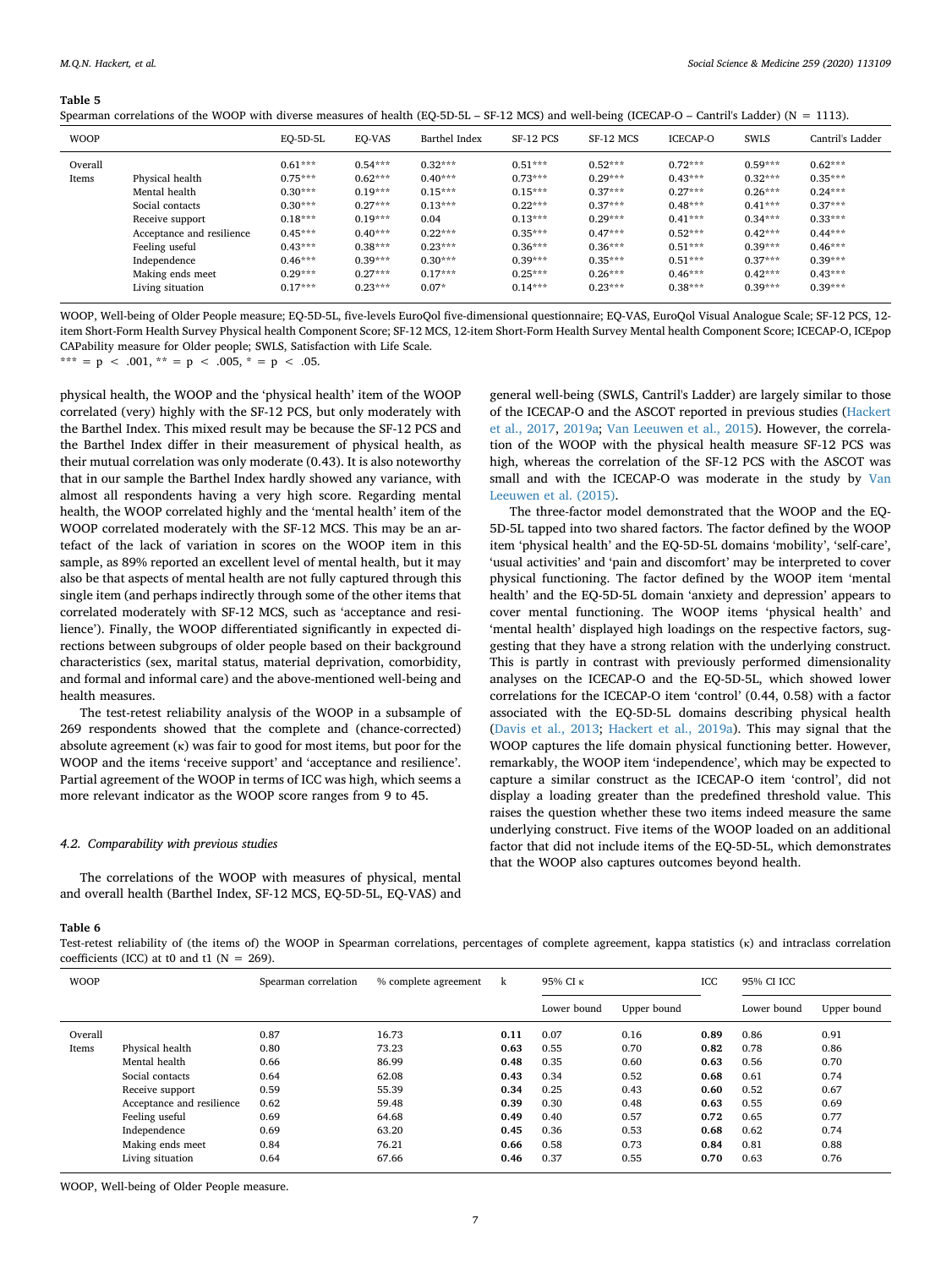**Table 5**
Spearman correlations of the WOOP with diverse measures of health (EQ-5D-5L – SF-12 MCS) and well-being (ICECAP-O – Cantril's Ladder) (N = 1113).

| WOOP | | EQ-5D-5L | EQ-VAS | Barthel Index | SF-12 PCS | SF-12 MCS | ICECAP-O | SWLS | Cantril's Ladder |
|---|---|---|---|---|---|---|---|---|---|
| Overall | | 0.61*** | 0.54*** | 0.32*** | 0.51*** | 0.52*** | 0.72*** | 0.59*** | 0.62*** |
| Items | Physical health | 0.75*** | 0.62*** | 0.40*** | 0.73*** | 0.29*** | 0.43*** | 0.32*** | 0.35*** |
| | Mental health | 0.30*** | 0.19*** | 0.15*** | 0.15*** | 0.37*** | 0.27*** | 0.26*** | 0.24*** |
| | Social contacts | 0.30*** | 0.27*** | 0.13*** | 0.22*** | 0.37*** | 0.48*** | 0.41*** | 0.37*** |
| | Receive support | 0.18*** | 0.19*** | 0.04 | 0.13*** | 0.29*** | 0.41*** | 0.34*** | 0.33*** |
| | Acceptance and resilience | 0.45*** | 0.40*** | 0.22*** | 0.35*** | 0.47*** | 0.52*** | 0.42*** | 0.44*** |
| | Feeling useful | 0.43*** | 0.38*** | 0.23*** | 0.36*** | 0.36*** | 0.51*** | 0.39*** | 0.46*** |
| | Independence | 0.46*** | 0.39*** | 0.30*** | 0.39*** | 0.35*** | 0.51*** | 0.37*** | 0.39*** |
| | Making ends meet | 0.29*** | 0.27*** | 0.17*** | 0.25*** | 0.26*** | 0.46*** | 0.42*** | 0.43*** |
| | Living situation | 0.17*** | 0.23*** | 0.07* | 0.14*** | 0.23*** | 0.38*** | 0.39*** | 0.39*** |

WOOP, Well-being of Older People measure; EQ-5D-5L, five-levels EuroQol five-dimensional questionnaire; EQ-VAS, EuroQol Visual Analogue Scale; SF-12 PCS, 12-item Short-Form Health Survey Physical health Component Score; SF-12 MCS, 12-item Short-Form Health Survey Mental health Component Score; ICECAP-O, ICEpop CAPability measure for Older people; SWLS, Satisfaction with Life Scale.
*** = $p < .001$, ** = $p < .005$, * = $p < .05$.

physical health, the WOOP and the 'physical health' item of the WOOP correlated (very) highly with the SF-12 PCS, but only moderately with the Barthel Index. This mixed result may be because the SF-12 PCS and the Barthel Index differ in their measurement of physical health, as their mutual correlation was only moderate (0.43). It is also noteworthy that in our sample the Barthel Index hardly showed any variance, with almost all respondents having a very high score. Regarding mental health, the WOOP correlated highly and the 'mental health' item of the WOOP correlated moderately with the SF-12 MCS. This may be an artefact of the lack of variation in scores on the WOOP item in this sample, as 89% reported an excellent level of mental health, but it may also be that aspects of mental health are not fully captured through this single item (and perhaps indirectly through some of the other items that correlated moderately with SF-12 MCS, such as 'acceptance and resilience'). Finally, the WOOP differentiated significantly in expected directions between subgroups of older people based on their background characteristics (sex, marital status, material deprivation, comorbidity, and formal and informal care) and the above-mentioned well-being and health measures.

The test-retest reliability analysis of the WOOP in a subsample of 269 respondents showed that the complete and (chance-corrected) absolute agreement (κ) was fair to good for most items, but poor for the WOOP and the items 'receive support' and 'acceptance and resilience'. Partial agreement of the WOOP in terms of ICC was high, which seems a more relevant indicator as the WOOP score ranges from 9 to 45.

### 4.2. Comparability with previous studies

The correlations of the WOOP with measures of physical, mental and overall health (Barthel Index, SF-12 MCS, EQ-5D-5L, EQ-VAS) and general well-being (SWLS, Cantril's Ladder) are largely similar to those of the ICECAP-O and the ASCOT reported in previous studies (Hackert et al., 2017, 2019a; Van Leeuwen et al., 2015). However, the correlation of the WOOP with the physical health measure SF-12 PCS was high, whereas the correlation of the SF-12 PCS with the ASCOT was small and with the ICECAP-O was moderate in the study by Van Leeuwen et al. (2015).

The three-factor model demonstrated that the WOOP and the EQ-5D-5L tapped into two shared factors. The factor defined by the WOOP item 'physical health' and the EQ-5D-5L domains 'mobility', 'self-care', 'usual activities' and 'pain and discomfort' may be interpreted to cover physical functioning. The factor defined by the WOOP item 'mental health' and the EQ-5D-5L domain 'anxiety and depression' appears to cover mental functioning. The WOOP items 'physical health' and 'mental health' displayed high loadings on the respective factors, suggesting that they have a strong relation with the underlying construct. This is partly in contrast with previously performed dimensionality analyses on the ICECAP-O and the EQ-5D-5L, which showed lower correlations for the ICECAP-O item 'control' (0.44, 0.58) with a factor associated with the EQ-5D-5L domains describing physical health (Davis et al., 2013; Hackert et al., 2019a). This may signal that the WOOP captures the life domain physical functioning better. However, remarkably, the WOOP item 'independence', which may be expected to capture a similar construct as the ICECAP-O item 'control', did not display a loading greater than the predefined threshold value. This raises the question whether these two items indeed measure the same underlying construct. Five items of the WOOP loaded on an additional factor that did not include items of the EQ-5D-5L, which demonstrates that the WOOP also captures outcomes beyond health.

**Table 6**
Test-retest reliability of (the items of) the WOOP in Spearman correlations, percentages of complete agreement, kappa statistics (κ) and intraclass correlation coefficients (ICC) at t0 and t1 (N = 269).

| WOOP | | Spearman correlation | % complete agreement | k | 95% CI κ | | ICC | 95% CI ICC | |
|---|---|---|---|---|---|---|---|---|---|
| | | | | | Lower bound | Upper bound | | Lower bound | Upper bound |
| Overall | | 0.87 | 16.73 | **0.11** | 0.07 | 0.16 | **0.89** | 0.86 | 0.91 |
| Items | Physical health | 0.80 | 73.23 | **0.63** | 0.55 | 0.70 | **0.82** | 0.78 | 0.86 |
| | Mental health | 0.66 | 86.99 | **0.48** | 0.35 | 0.60 | **0.63** | 0.56 | 0.70 |
| | Social contacts | 0.64 | 62.08 | **0.43** | 0.34 | 0.52 | **0.68** | 0.61 | 0.74 |
| | Receive support | 0.59 | 55.39 | **0.34** | 0.25 | 0.43 | **0.60** | 0.52 | 0.67 |
| | Acceptance and resilience | 0.62 | 59.48 | **0.39** | 0.30 | 0.48 | **0.63** | 0.55 | 0.69 |
| | Feeling useful | 0.69 | 64.68 | **0.49** | 0.40 | 0.57 | **0.72** | 0.65 | 0.77 |
| | Independence | 0.69 | 63.20 | **0.45** | 0.36 | 0.53 | **0.68** | 0.62 | 0.74 |
| | Making ends meet | 0.84 | 76.21 | **0.66** | 0.58 | 0.73 | **0.84** | 0.81 | 0.88 |
| | Living situation | 0.64 | 67.66 | **0.46** | 0.37 | 0.55 | **0.70** | 0.63 | 0.76 |

WOOP, Well-being of Older People measure.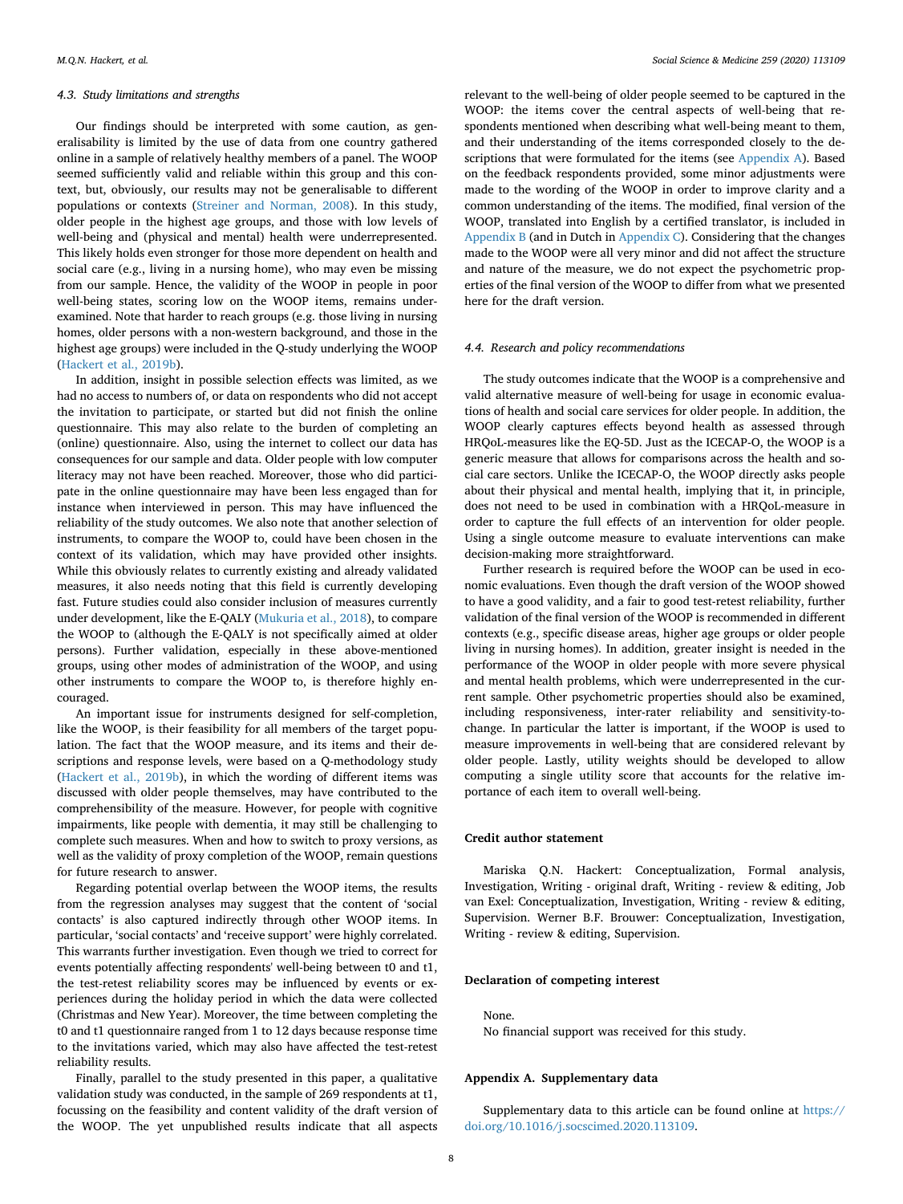### 4.3. Study limitations and strengths

Our findings should be interpreted with some caution, as generalisability is limited by the use of data from one country gathered online in a sample of relatively healthy members of a panel. The WOOP seemed sufficiently valid and reliable within this group and this context, but, obviously, our results may not be generalisable to different populations or contexts (Streiner and Norman, 2008). In this study, older people in the highest age groups, and those with low levels of well-being and (physical and mental) health were underrepresented. This likely holds even stronger for those more dependent on health and social care (e.g., living in a nursing home), who may even be missing from our sample. Hence, the validity of the WOOP in people in poor well-being states, scoring low on the WOOP items, remains underexamined. Note that harder to reach groups (e.g. those living in nursing homes, older persons with a non-western background, and those in the highest age groups) were included in the Q-study underlying the WOOP (Hackert et al., 2019b).

In addition, insight in possible selection effects was limited, as we had no access to numbers of, or data on respondents who did not accept the invitation to participate, or started but did not finish the online questionnaire. This may also relate to the burden of completing an (online) questionnaire. Also, using the internet to collect our data has consequences for our sample and data. Older people with low computer literacy may not have been reached. Moreover, those who did participate in the online questionnaire may have been less engaged than for instance when interviewed in person. This may have influenced the reliability of the study outcomes. We also note that another selection of instruments, to compare the WOOP to, could have been chosen in the context of its validation, which may have provided other insights. While this obviously relates to currently existing and already validated measures, it also needs noting that this field is currently developing fast. Future studies could also consider inclusion of measures currently under development, like the E-QALY (Mukuria et al., 2018), to compare the WOOP to (although the E-QALY is not specifically aimed at older persons). Further validation, especially in these above-mentioned groups, using other modes of administration of the WOOP, and using other instruments to compare the WOOP to, is therefore highly encouraged.

An important issue for instruments designed for self-completion, like the WOOP, is their feasibility for all members of the target population. The fact that the WOOP measure, and its items and their descriptions and response levels, were based on a Q-methodology study (Hackert et al., 2019b), in which the wording of different items was discussed with older people themselves, may have contributed to the comprehensibility of the measure. However, for people with cognitive impairments, like people with dementia, it may still be challenging to complete such measures. When and how to switch to proxy versions, as well as the validity of proxy completion of the WOOP, remain questions for future research to answer.

Regarding potential overlap between the WOOP items, the results from the regression analyses may suggest that the content of 'social contacts' is also captured indirectly through other WOOP items. In particular, 'social contacts' and 'receive support' were highly correlated. This warrants further investigation. Even though we tried to correct for events potentially affecting respondents' well-being between t0 and t1, the test-retest reliability scores may be influenced by events or experiences during the holiday period in which the data were collected (Christmas and New Year). Moreover, the time between completing the t0 and t1 questionnaire ranged from 1 to 12 days because response time to the invitations varied, which may also have affected the test-retest reliability results.

Finally, parallel to the study presented in this paper, a qualitative validation study was conducted, in the sample of 269 respondents at t1, focussing on the feasibility and content validity of the draft version of the WOOP. The yet unpublished results indicate that all aspects relevant to the well-being of older people seemed to be captured in the WOOP: the items cover the central aspects of well-being that respondents mentioned when describing what well-being meant to them, and their understanding of the items corresponded closely to the descriptions that were formulated for the items (see Appendix A). Based on the feedback respondents provided, some minor adjustments were made to the wording of the WOOP in order to improve clarity and a common understanding of the items. The modified, final version of the WOOP, translated into English by a certified translator, is included in Appendix B (and in Dutch in Appendix C). Considering that the changes made to the WOOP were all very minor and did not affect the structure and nature of the measure, we do not expect the psychometric properties of the final version of the WOOP to differ from what we presented here for the draft version.

### 4.4. Research and policy recommendations

The study outcomes indicate that the WOOP is a comprehensive and valid alternative measure of well-being for usage in economic evaluations of health and social care services for older people. In addition, the WOOP clearly captures effects beyond health as assessed through HRQoL-measures like the EQ-5D. Just as the ICECAP-O, the WOOP is a generic measure that allows for comparisons across the health and social care sectors. Unlike the ICECAP-O, the WOOP directly asks people about their physical and mental health, implying that it, in principle, does not need to be used in combination with a HRQoL-measure in order to capture the full effects of an intervention for older people. Using a single outcome measure to evaluate interventions can make decision-making more straightforward.

Further research is required before the WOOP can be used in economic evaluations. Even though the draft version of the WOOP showed to have a good validity, and a fair to good test-retest reliability, further validation of the final version of the WOOP is recommended in different contexts (e.g., specific disease areas, higher age groups or older people living in nursing homes). In addition, greater insight is needed in the performance of the WOOP in older people with more severe physical and mental health problems, which were underrepresented in the current sample. Other psychometric properties should also be examined, including responsiveness, inter-rater reliability and sensitivity-to-change. In particular the latter is important, if the WOOP is used to measure improvements in well-being that are considered relevant by older people. Lastly, utility weights should be developed to allow computing a single utility score that accounts for the relative importance of each item to overall well-being.

## Credit author statement

Mariska Q.N. Hackert: Conceptualization, Formal analysis, Investigation, Writing - original draft, Writing - review & editing, Job van Exel: Conceptualization, Investigation, Writing - review & editing, Supervision. Werner B.F. Brouwer: Conceptualization, Investigation, Writing - review & editing, Supervision.

## Declaration of competing interest

None.

No financial support was received for this study.

## Appendix A. Supplementary data

Supplementary data to this article can be found online at https://doi.org/10.1016/j.socscimed.2020.113109.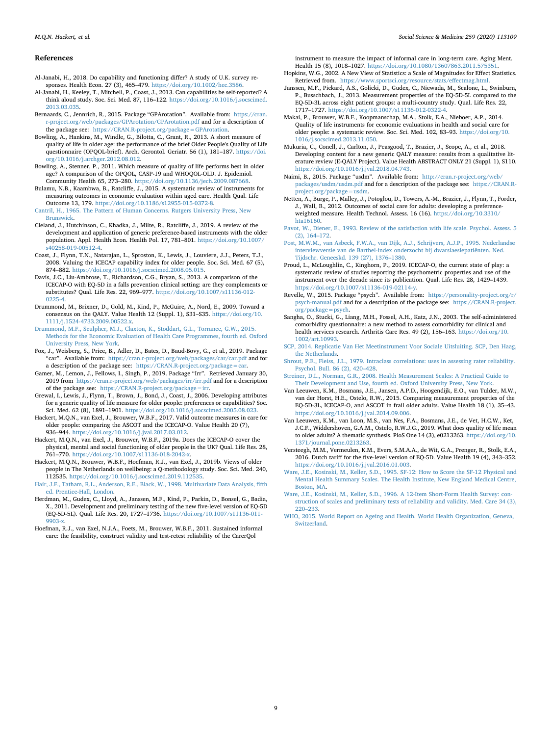## References

Al-Janabi, H., 2018. Do capability and functioning differ? A study of U.K. survey responses. Health Econ. 27 (3), 465–479. https://doi.org/10.1002/hec.3586.

Al-Janabi, H., Keeley, T., Mitchell, P., Coast, J., 2013. Can capabilities be self-reported? A think aloud study. Soc. Sci. Med. 87, 116–122. https://doi.org/10.1016/j.socscimed.2013.03.035.

Bernaards, C., Jennrich, R., 2015. Package "GPArotation". Available from: https://cran.r-project.org/web/packages/GPArotation/GPArotation.pdf and for a description of the package see: https://CRAN.R-project.org/package=GPArotation.

Bowling, A., Hankins, M., Windle, G., Bilotta, C., Grant, R., 2013. A short measure of quality of life in older age: the performance of the brief Older People's Quality of Life questionnaire (OPQOL-brief). Arch. Gerontol. Geriatr. 56 (1), 181–187. https://doi.org/10.1016/j.archger.2012.08.012.

Bowling, A., Stenner, P., 2011. Which measure of quality of life performs best in older age? A comparison of the OPQOL, CASP-19 and WHOQOL-OLD. J. Epidemiol. Community Health 65, 273–280. https://doi.org/10.1136/jech.2009.087668.

Bulamu, N.B., Kaambwa, B., Ratcliffe, J., 2015. A systematic review of instruments for measuring outcomes in economic evaluation within aged care. Health Qual. Life Outcome 13, 179. https://doi.org/10.1186/s12955-015-0372-8.

Cantril, H., 1965. The Pattern of Human Concerns. Rutgers University Press, New Brunswick.

Cleland, J., Hutchinson, C., Khadka, J., Milte, R., Ratcliffe, J., 2019. A review of the development and application of generic preference-based instruments with the older population. Appl. Health Econ. Health Pol. 17, 781–801. https://doi.org/10.1007/s40258-019-00512-4.

Coast, J., Flynn, T.N., Natarajan, L., Sproston, K., Lewis, J., Louviere, J.J., Peters, T.J., 2008. Valuing the ICECAP capability index for older people. Soc. Sci. Med. 67 (5), 874–882. https://doi.org/10.1016/j.socscimed.2008.05.015.

Davis, J.C., Liu-Ambrose, T., Richardson, C.G., Bryan, S., 2013. A comparison of the ICECAP-O with EQ-5D in a falls prevention clinical setting: are they complements or substitutes? Qual. Life Res. 22, 969–977. https://doi.org/10.1007/s11136-012-0225-4.

Drummond, M., Brixner, D., Gold, M., Kind, P., McGuire, A., Nord, E., 2009. Toward a consensus on the QALY. Value Health 12 (Suppl. 1), S31–S35. https://doi.org/10.1111/j.1524-4733.2009.00522.x.

Drummond, M.F., Sculpher, M.J., Claxton, K., Stoddart, G.L., Torrance, G.W., 2015. Methods for the Economic Evaluation of Health Care Programmes, fourth ed. Oxford University Press, New York.

Fox, J., Weisberg, S., Price, B., Adler, D., Bates, D., Baud-Bovy, G., et al., 2019. Package "car". Available from: https://cran.r-project.org/web/packages/car/car.pdf and for a description of the package see: https://CRAN.R-project.org/package=car.

Gamer, M., Lemon, J., Fellows, I., Singh, P., 2019. Package "Irr". Retrieved January 30, 2019 from https://cran.r-project.org/web/packages/irr/irr.pdf and for a description of the package see: https://CRAN.R-project.org/package=irr.

Grewal, I., Lewis, J., Flynn, T., Brown, J., Bond, J., Coast, J., 2006. Developing attributes for a generic quality of life measure for older people: preferences or capabilities? Soc. Sci. Med. 62 (8), 1891–1901. https://doi.org/10.1016/j.socscimed.2005.08.023.

Hackert, M.Q.N., van Exel, J., Brouwer, W.B.F., 2017. Valid outcome measures in care for older people: comparing the ASCOT and the ICECAP-O. Value Health 20 (7), 936–944. https://doi.org/10.1016/j.jval.2017.03.012.

Hackert, M.Q.N., van Exel, J., Brouwer, W.B.F., 2019a. Does the ICECAP-O cover the physical, mental and social functioning of older people in the UK? Qual. Life Res. 28, 761–770. https://doi.org/10.1007/s11136-018-2042-x.

Hackert, M.Q.N., Brouwer, W.B.F., Hoefman, R.J., van Exel, J., 2019b. Views of older people in The Netherlands on wellbeing: a Q-methodology study. Soc. Sci. Med. 240, 112535. https://doi.org/10.1016/j.socscimed.2019.112535.

Hair, J.F., Tatham, R.L., Anderson, R.E., Black, W., 1998. Multivariate Data Analysis, fifth ed. Prentice-Hall, London.

Herdman, M., Gudex, C., Lloyd, A., Janssen, M.F., Kind, P., Parkin, D., Bonsel, G., Badia, X., 2011. Development and preliminary testing of the new five-level version of EQ-5D (EQ-5D-5L). Qual. Life Res. 20, 1727–1736. https://doi.org/10.1007/s11136-011-9903-x.

Hoefman, R.J., van Exel, N.J.A., Foets, M., Brouwer, W.B.F., 2011. Sustained informal care: the feasibility, construct validity and test-retest reliability of the CarerQol instrument to measure the impact of informal care in long-term care. Aging Ment. Health 15 (8), 1018–1027. https://doi.org/10.1080/13607863.2011.575351.

Hopkins, W.G., 2002. A New View of Statistics: a Scale of Magnitudes for Effect Statistics. Retrieved from. https://www.sportsci.org/resource/stats/effectmag.html.

Janssen, M.F., Pickard, A.S., Golicki, D., Gudex, C., Niewada, M., Scalone, L., Swinburn, P., Busschbach, J., 2013. Measurement properties of the EQ-5D-5L compared to the EQ-5D-3L across eight patient groups: a multi-country study. Qual. Life Res. 22, 1717–1727. https://doi.org/10.1007/s11136-012-0322-4.

Makai, P., Brouwer, W.B.F., Koopmanschap, M.A., Stolk, E.A., Nieboer, A.P., 2014. Quality of life instruments for economic evaluations in health and social care for older people: a systematic review. Soc. Sci. Med. 102, 83–93. https://doi.org/10.1016/j.socscimed.2013.11.050.

Mukuria, C., Conell, J., Carlton, J., Peasgood, T., Brazier, J., Scope, A., et al., 2018. Developing content for a new generic QALY measure: results from a qualitative literature review (E-QALY Project). Value Health ABSTRACT ONLY 21 (Suppl. 1), S110. https://doi.org/10.1016/j.jval.2018.04.743.

Naimi, B., 2015. Package "usdm". Available from: http://cran.r-project.org/web/packages/usdm/usdm.pdf and for a description of the package see: https://CRAN.R-project.org/package=usdm.

Netten, A., Burge, P., Malley, J., Potoglou, D., Towers, A.-M., Brazier, J., Flynn, T., Forder, J., Wall, B., 2012. Outcomes of social care for adults: developing a preference-weighted measure. Health Technol. Assess. 16 (16). https://doi.org/10.3310/hta16160.

Pavot, W., Diener, E., 1993. Review of the satisfaction with life scale. Psychol. Assess. 5 (2), 164–172.

Post, M.W.M., van Asbeck, F.W.A., van Dijk, A.J., Schrijvers, A.J.P., 1995. Nederlandse interviewversie van de Barthel-index onderzocht bij dwarslaesiepatiënten. Ned. Tijdschr. Geneeskd. 139 (27), 1376–1380.

Proud, L., McLoughlin, C., Kinghorn, P., 2019. ICECAP-O, the current state of play: a systematic review of studies reporting the psychometric properties and use of the instrument over the decade since its publication. Qual. Life Res. 28, 1429–1439. https://doi.org/10.1007/s11136-019-02114-y.

Revelle, W., 2015. Package "psych". Available from: https://personality-project.org/r/psych-manual.pdf and for a description of the package see: https://CRAN.R-project.org/package=psych.

Sangha, O., Stucki, G., Liang, M.H., Fossel, A.H., Katz, J.N., 2003. The self-administered comorbidity questionnaire: a new method to assess comorbidity for clinical and health services research. Arthritis Care Res. 49 (2), 156–163. https://doi.org/10.1002/art.10993.

SCP, 2014. Replicatie Van Het Meetinstrument Voor Sociale Uitsluiting. SCP, Den Haag, the Netherlands.

Shrout, P.E., Fleiss, J.L., 1979. Intraclass correlations: uses in assessing rater reliability. Psychol. Bull. 86 (2), 420–428.

Streiner, D.L., Norman, G.R., 2008. Health Measurement Scales: A Practical Guide to Their Development and Use, fourth ed. Oxford University Press, New York.

Van Leeuwen, K.M., Bosmans, J.E., Jansen, A.P.D., Hoogendijk, E.O., van Tulder, M.W., van der Horst, H.E., Ostelo, R.W., 2015. Comparing measurement properties of the EQ-5D-3L, ICECAP-O, and ASCOT in frail older adults. Value Health 18 (1), 35–43. https://doi.org/10.1016/j.jval.2014.09.006.

Van Leeuwen, K.M., van Loon, M.S., van Nes, F.A., Bosmans, J.E., de Vet, H.C.W., Ket, J.C.F., Widdershoven, G.A.M., Ostelo, R.W.J.G., 2019. What does quality of life mean to older adults? A thematic synthesis. PloS One 14 (3), e0213263. https://doi.org/10.1371/journal.pone.0213263.

Versteegh, M.M., Vermeulen, K.M., Evers, S.M.A.A., de Wit, G.A., Prenger, R., Stolk, E.A., 2016. Dutch tariff for the five-level version of EQ-5D. Value Health 19 (4), 343–352. https://doi.org/10.1016/j.jval.2016.01.003.

Ware, J.E., Kosinski, M., Keller, S.D., 1995. SF-12: How to Score the SF-12 Physical and Mental Health Summary Scales. The Health Institute, New England Medical Centre, Boston, MA.

Ware, J.E., Kosinski, M., Keller, S.D., 1996. A 12-Item Short-Form Health Survey: construction of scales and preliminary tests of reliability and validity. Med. Care 34 (3), 220–233.

WHO, 2015. World Report on Ageing and Health. World Health Organization, Geneva, Switzerland.